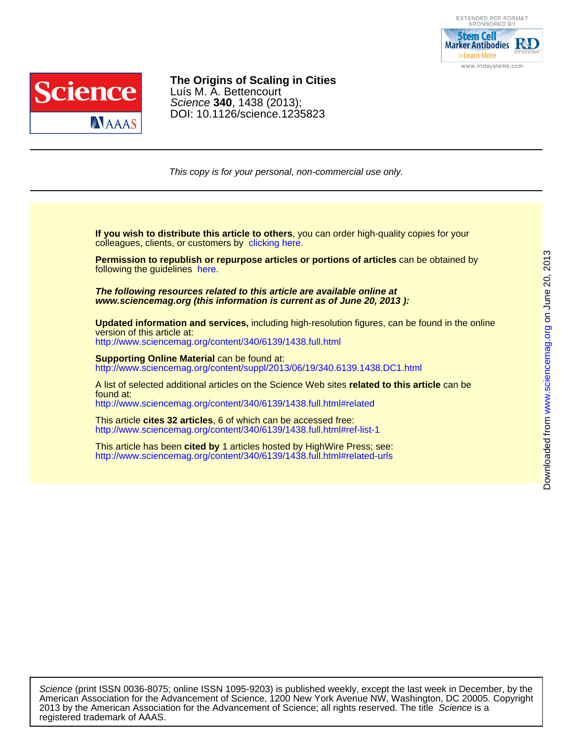# The Origins of Scaling in Cities

Luís M. A. Bettencourt

*Science* **340**, 1438 (2013);

DOI: 10.1126/science.1235823

*This copy is for your personal, non-commercial use only.*

**If you wish to distribute this article to others**, you can order high-quality copies for your colleagues, clients, or customers by clicking here.

**Permission to republish or repurpose articles or portions of articles** can be obtained by following the guidelines here.

***The following resources related to this article are available online at www.sciencemag.org (this information is current as of June 20, 2013 ):***

**Updated information and services,** including high-resolution figures, can be found in the online version of this article at:
http://www.sciencemag.org/content/340/6139/1438.full.html

**Supporting Online Material** can be found at:
http://www.sciencemag.org/content/suppl/2013/06/19/340.6139.1438.DC1.html

A list of selected additional articles on the Science Web sites **related to this article** can be found at:
http://www.sciencemag.org/content/340/6139/1438.full.html#related

This article **cites 32 articles**, 6 of which can be accessed free:
http://www.sciencemag.org/content/340/6139/1438.full.html#ref-list-1

This article has been **cited by** 1 articles hosted by HighWire Press; see:
http://www.sciencemag.org/content/340/6139/1438.full.html#related-urls

*Science* (print ISSN 0036-8075; online ISSN 1095-9203) is published weekly, except the last week in December, by the American Association for the Advancement of Science, 1200 New York Avenue NW, Washington, DC 20005. Copyright 2013 by the American Association for the Advancement of Science; all rights reserved. The title *Science* is a registered trademark of AAAS.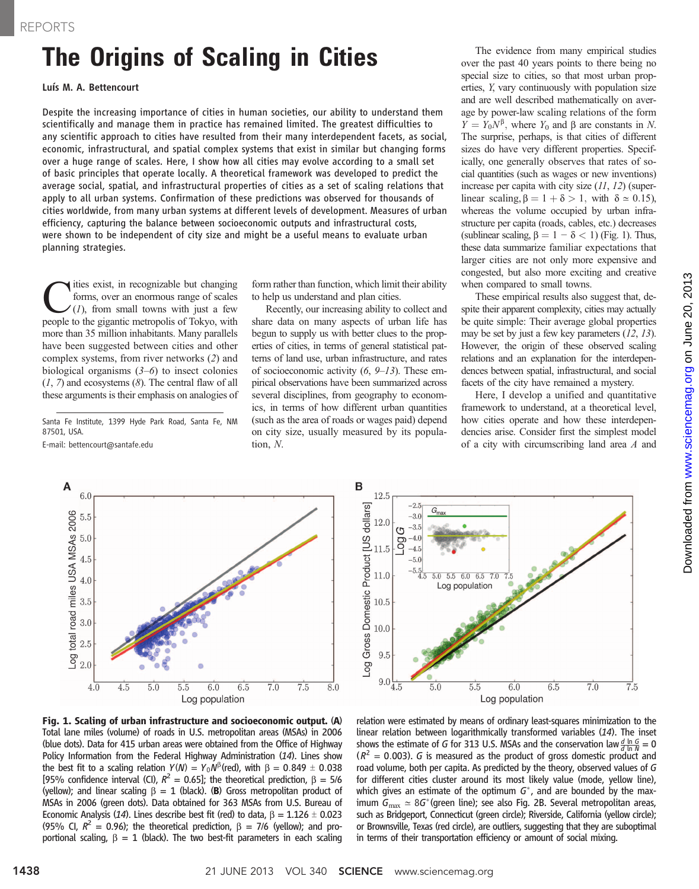# The Origins of Scaling in Cities

**Luís M. A. Bettencourt**

Despite the increasing importance of cities in human societies, our ability to understand them scientifically and manage them in practice has remained limited. The greatest difficulties to any scientific approach to cities have resulted from their many interdependent facets, as social, economic, infrastructural, and spatial complex systems that exist in similar but changing forms over a huge range of scales. Here, I show how all cities may evolve according to a small set of basic principles that operate locally. A theoretical framework was developed to predict the average social, spatial, and infrastructural properties of cities as a set of scaling relations that apply to all urban systems. Confirmation of these predictions was observed for thousands of cities worldwide, from many urban systems at different levels of development. Measures of urban efficiency, capturing the balance between socioeconomic outputs and infrastructural costs, were shown to be independent of city size and might be a useful means to evaluate urban planning strategies.

Cities exist, in recognizable but changing forms, over an enormous range of scales (*1*), from small towns with just a few people to the gigantic metropolis of Tokyo, with more than 35 million inhabitants. Many parallels have been suggested between cities and other complex systems, from river networks (*2*) and biological organisms (*3*–*6*) to insect colonies (*1*, *7*) and ecosystems (*8*). The central flaw of all these arguments is their emphasis on analogies of form rather than function, which limit their ability to help us understand and plan cities.

Santa Fe Institute, 1399 Hyde Park Road, Santa Fe, NM 87501, USA.
E-mail: bettencourt@santafe.edu

Recently, our increasing ability to collect and share data on many aspects of urban life has begun to supply us with better clues to the properties of cities, in terms of general statistical patterns of land use, urban infrastructure, and rates of socioeconomic activity (*6*, *9*–*13*). These empirical observations have been summarized across several disciplines, from geography to economics, in terms of how different urban quantities (such as the area of roads or wages paid) depend on city size, usually measured by its population, $N$.

The evidence from many empirical studies over the past 40 years points to there being no special size to cities, so that most urban properties, $Y$, vary continuously with population size and are well described mathematically on average by power-law scaling relations of the form $Y = Y_0 N^\beta$, where $Y_0$ and $\beta$ are constants in $N$. The surprise, perhaps, is that cities of different sizes do have very different properties. Specifically, one generally observes that rates of social quantities (such as wages or new inventions) increase per capita with city size (*11*, *12*) (superlinear scaling, $\beta = 1 + \delta > 1$, with $\delta \simeq 0.15$), whereas the volume occupied by urban infrastructure per capita (roads, cables, etc.) decreases (sublinear scaling, $\beta = 1 - \delta < 1$) (Fig. 1). Thus, these data summarize familiar expectations that larger cities are not only more expensive and congested, but also more exciting and creative when compared to small towns.

These empirical results also suggest that, despite their apparent complexity, cities may actually be quite simple: Their average global properties may be set by just a few key parameters (*12*, *13*). However, the origin of these observed scaling relations and an explanation for the interdependences between spatial, infrastructural, and social facets of the city have remained a mystery.

Here, I develop a unified and quantitative framework to understand, at a theoretical level, how cities operate and how these interdependencies arise. Consider first the simplest model of a city with circumscribing land area $A$ and

**Fig. 1. Scaling of urban infrastructure and socioeconomic output.** (**A**) Total lane miles (volume) of roads in U.S. metropolitan areas (MSAs) in 2006 (blue dots). Data for 415 urban areas were obtained from the Office of Highway Policy Information from the Federal Highway Administration (*14*). Lines show the best fit to a scaling relation $Y(N) = Y_0 N^\beta$ (red), with $\beta = 0.849 \pm 0.038$ [95% confidence interval (CI), $R^2 = 0.65$]; the theoretical prediction, $\beta = 5/6$ (yellow); and linear scaling $\beta = 1$ (black). (**B**) Gross metropolitan product of MSAs in 2006 (green dots). Data obtained for 363 MSAs from U.S. Bureau of Economic Analysis (*14*). Lines describe best fit (red) to data, $\beta = 1.126 \pm 0.023$ (95% CI, $R^2 = 0.96$); the theoretical prediction, $\beta = 7/6$ (yellow); and proportional scaling, $\beta = 1$ (black). The two best-fit parameters in each scaling relation were estimated by means of ordinary least-squares minimization to the linear relation between logarithmically transformed variables (*14*). The inset shows the estimate of $G$ for 313 U.S. MSAs and the conservation law $\frac{d \ln G}{d \ln N} = 0$ ($R^2 = 0.003$). $G$ is measured as the product of gross domestic product and road volume, both per capita. As predicted by the theory, observed values of $G$ for different cities cluster around its most likely value (mode, yellow line), which gives an estimate of the optimum $G^*$, and are bounded by the maximum $G_{max} \simeq 8G^*$ (green line); see also Fig. 2B. Several metropolitan areas, such as Bridgeport, Connecticut (green circle); Riverside, California (yellow circle); or Brownsville, Texas (red circle), are outliers, suggesting that they are suboptimal in terms of their transportation efficiency or amount of social mixing.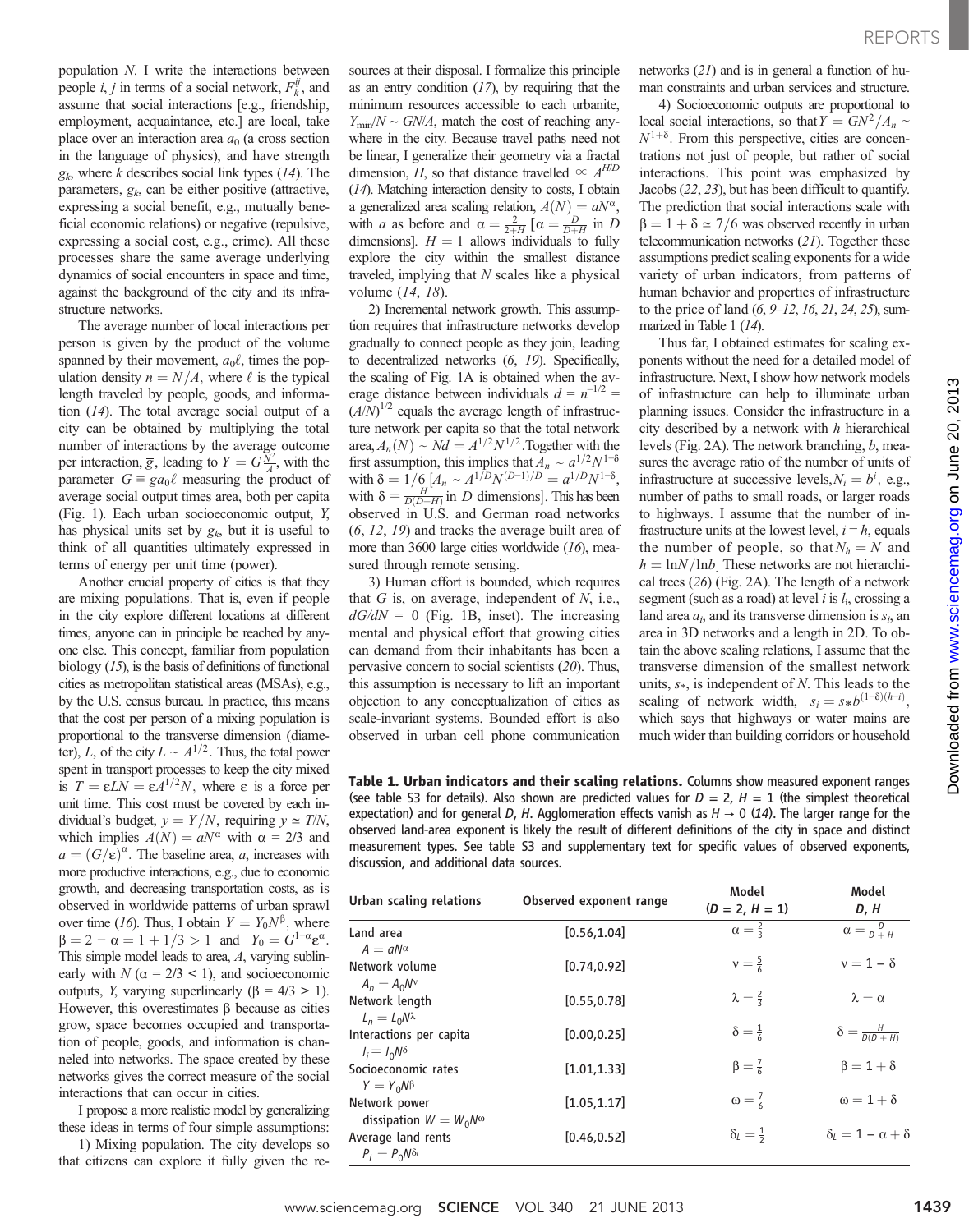population $N$. I write the interactions between people $i$, $j$ in terms of a social network, $F_k^{ij}$, and assume that social interactions [e.g., friendship, employment, acquaintance, etc.] are local, take place over an interaction area $a_0$ (a cross section in the language of physics), and have strength $g_k$, where $k$ describes social link types (14). The parameters, $g_k$, can be either positive (attractive, expressing a social benefit, e.g., mutually beneficial economic relations) or negative (repulsive, expressing a social cost, e.g., crime). All these processes share the same average underlying dynamics of social encounters in space and time, against the background of the city and its infrastructure networks.

The average number of local interactions per person is given by the product of the volume spanned by their movement, $a_0\ell$, times the population density $n = N/A$, where $\ell$ is the typical length traveled by people, goods, and information (14). The total average social output of a city can be obtained by multiplying the total number of interactions by the average outcome per interaction, $\bar{g}$, leading to $Y = G\frac{N^2}{A}$, with the parameter $G \equiv \bar{g}a_0\ell$ measuring the product of average social output times area, both per capita (Fig. 1). Each urban socioeconomic output, $Y$, has physical units set by $g_k$, but it is useful to think of all quantities ultimately expressed in terms of energy per unit time (power).

Another crucial property of cities is that they are mixing populations. That is, even if people in the city explore different locations at different times, anyone can in principle be reached by anyone else. This concept, familiar from population biology (15), is the basis of definitions of functional cities as metropolitan statistical areas (MSAs), e.g., by the U.S. census bureau. In practice, this means that the cost per person of a mixing population is proportional to the transverse dimension (diameter), $L$, of the city $L \sim A^{1/2}$. Thus, the total power spent in transport processes to keep the city mixed is $T = \varepsilon LN = \varepsilon A^{1/2}N$, where $\varepsilon$ is a force per unit time. This cost must be covered by each individual's budget, $y = Y/N$, requiring $y \simeq T/N$, which implies $A(N) = aN^\alpha$ with $\alpha = 2/3$ and $a = (G/\varepsilon)^\alpha$. The baseline area, $a$, increases with more productive interactions, e.g., due to economic growth, and decreasing transportation costs, as is observed in worldwide patterns of urban sprawl over time (16). Thus, I obtain $Y = Y_0N^\beta$, where $\beta = 2 - \alpha = 1 + 1/3 > 1$ and $Y_0 = G^{1-\alpha}\varepsilon^\alpha$. This simple model leads to area, $A$, varying sublinearly with $N$ ($\alpha = 2/3 < 1$), and socioeconomic outputs, $Y$, varying superlinearly ($\beta = 4/3 > 1$). However, this overestimates $\beta$ because as cities grow, space becomes occupied and transportation of people, goods, and information is channeled into networks. The space created by these networks gives the correct measure of the social interactions that can occur in cities.

I propose a more realistic model by generalizing these ideas in terms of four simple assumptions:

1) Mixing population. The city develops so that citizens can explore it fully given the resources at their disposal. I formalize this principle as an entry condition (17), by requiring that the minimum resources accessible to each urbanite, $Y_{\min}/N \sim GN/A$, match the cost of reaching anywhere in the city. Because travel paths need not be linear, I generalize their geometry via a fractal dimension, $H$, so that distance travelled $\propto A^{H/D}$ (14). Matching interaction density to costs, I obtain a generalized area scaling relation, $A(N) = aN^\alpha$, with $a$ as before and $\alpha = \frac{2}{2+H}$ [$\alpha = \frac{D}{D+H}$ in $D$ dimensions]. $H = 1$ allows individuals to fully explore the city within the smallest distance traveled, implying that $N$ scales like a physical volume (14, 18).

2) Incremental network growth. This assumption requires that infrastructure networks develop gradually to connect people as they join, leading to decentralized networks (6, 19). Specifically, the scaling of Fig. 1A is obtained when the average distance between individuals $d = n^{-1/2} = (A/N)^{1/2}$ equals the average length of infrastructure network per capita so that the total network area, $A_n(N) \sim Nd = A^{1/2}N^{1/2}$. Together with the first assumption, this implies that $A_n \sim a^{1/2}N^{1-\delta}$ with $\delta = 1/6$ [$A_n \sim A^{1/D}N^{(D-1)/D} = a^{1/D}N^{1-\delta}$, with $\delta = \frac{H}{D(D+H)}$ in $D$ dimensions]. This has been observed in U.S. and German road networks (6, 12, 19) and tracks the average built area of more than 3600 large cities worldwide (16), measured through remote sensing.

3) Human effort is bounded, which requires that $G$ is, on average, independent of $N$, i.e., $dG/dN = 0$ (Fig. 1B, inset). The increasing mental and physical effort that growing cities can demand from their inhabitants has been a pervasive concern to social scientists (20). Thus, this assumption is necessary to lift an important objection to any conceptualization of cities as scale-invariant systems. Bounded effort is also observed in urban cell phone communication networks (21) and is in general a function of human constraints and urban services and structure.

4) Socioeconomic outputs are proportional to local social interactions, so that $Y = GN^2/A_n \sim N^{1+\delta}$. From this perspective, cities are concentrations not just of people, but rather of social interactions. This point was emphasized by Jacobs (22, 23), but has been difficult to quantify. The prediction that social interactions scale with $\beta = 1 + \delta \simeq 7/6$ was observed recently in urban telecommunication networks (21). Together these assumptions predict scaling exponents for a wide variety of urban indicators, from patterns of human behavior and properties of infrastructure to the price of land (6, 9–12, 16, 21, 24, 25), summarized in Table 1 (14).

Thus far, I obtained estimates for scaling exponents without the need for a detailed model of infrastructure. Next, I show how network models of infrastructure can help to illuminate urban planning issues. Consider the infrastructure in a city described by a network with $h$ hierarchical levels (Fig. 2A). The network branching, $b$, measures the average ratio of the number of units of infrastructure at successive levels, $N_i = b^i$, e.g., number of paths to small roads, or larger roads to highways. I assume that the number of infrastructure units at the lowest level, $i = h$, equals the number of people, so that $N_h = N$ and $h = \ln N/\ln b$. These networks are not hierarchical trees (26) (Fig. 2A). The length of a network segment (such as a road) at level $i$ is $l_i$, crossing a land area $a_i$, and its transverse dimension is $s_i$, an area in 3D networks and a length in 2D. To obtain the above scaling relations, I assume that the transverse dimension of the smallest network units, $s_*$, is independent of $N$. This leads to the scaling of network width, $s_i = s_*b^{(1-\delta)(h-i)}$, which says that highways or water mains are much wider than building corridors or household

**Table 1. Urban indicators and their scaling relations.** Columns show measured exponent ranges (see table S3 for details). Also shown are predicted values for $D = 2$, $H = 1$ (the simplest theoretical expectation) and for general $D$, $H$. Agglomeration effects vanish as $H \to 0$ (14). The larger range for the observed land-area exponent is likely the result of different definitions of the city in space and distinct measurement types. See table S3 and supplementary text for specific values of observed exponents, discussion, and additional data sources.

| Urban scaling relations | Observed exponent range | Model ($D = 2$, $H = 1$) | Model $D$, $H$ |
|---|---|---|---|
| Land area $A = aN^\alpha$ | [0.56,1.04] | $\alpha = \frac{2}{3}$ | $\alpha = \frac{D}{D+H}$ |
| Network volume $A_n = A_0N^\nu$ | [0.74,0.92] | $\nu = \frac{5}{6}$ | $\nu = 1 - \delta$ |
| Network length $L_n = L_0N^\lambda$ | [0.55,0.78] | $\lambda = \frac{2}{3}$ | $\lambda = \alpha$ |
| Interactions per capita $\bar{I}_i = I_0N^\delta$ | [0.00,0.25] | $\delta = \frac{1}{6}$ | $\delta = \frac{H}{D(D+H)}$ |
| Socioeconomic rates $Y = Y_0N^\beta$ | [1.01,1.33] | $\beta = \frac{7}{6}$ | $\beta = 1 + \delta$ |
| Network power dissipation $W = W_0N^\omega$ | [1.05,1.17] | $\omega = \frac{7}{6}$ | $\omega = 1 + \delta$ |
| Average land rents $P_L = P_0N^{\delta_L}$ | [0.46,0.52] | $\delta_L = \frac{1}{2}$ | $\delta_L = 1 - \alpha + \delta$ |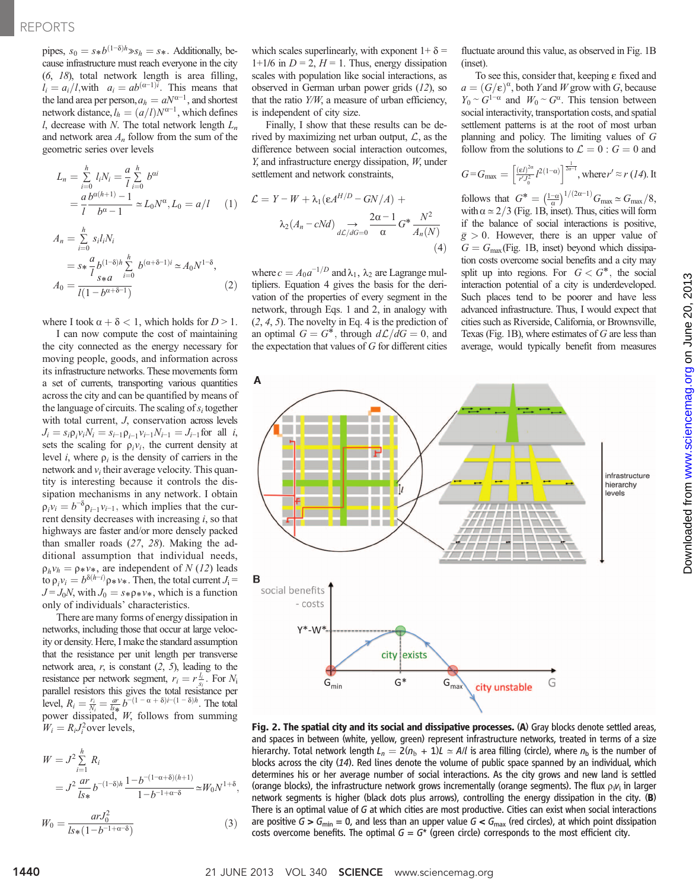pipes, $s_0 = s_* b^{(1-\delta)h} \gg s_h = s_*$. Additionally, because infrastructure must reach everyone in the city (6, 18), total network length is area filling, $l_i = a_i/l$, with $a_i = ab^{(\alpha-1)i}$. This means that the land area per person, $a_h = aN^{\alpha-1}$, and shortest network distance, $l_h = (a/l)N^{\alpha-1}$, which defines $l$, decrease with $N$. The total network length $L_n$ and network area $A_n$ follow from the sum of the geometric series over levels

$$L_n = \sum_{i=0}^{h} l_i N_i = \frac{a}{l} \sum_{i=0}^{h} b^{\alpha i} = \frac{a}{l} \frac{b^{\alpha(h+1)} - 1}{b^{\alpha} - 1} \simeq L_0 N^{\alpha}, L_0 = a/l \quad (1)$$

$$A_n = \sum_{i=0}^{h} s_i l_i N_i = s_* \frac{a}{l} b^{(1-\delta)h} \sum_{i=0}^{h} b^{(\alpha+\delta-1)i} \simeq A_0 N^{1-\delta},$$
$$A_0 = \frac{s_* a}{l(1 - b^{\alpha+\delta-1})} \quad (2)$$

where I took $\alpha + \delta < 1$, which holds for $D > 1$.

I now compute the cost of maintaining the city connected as the energy necessary for moving people, goods, and information across its infrastructure networks. These movements form a set of currents, transporting various quantities across the city and can be quantified by means of the language of circuits. The scaling of $s_i$ together with total current, $J$, conservation across levels $J_i = s_i \rho_i v_i N_i = s_{i-1} \rho_{i-1} v_{i-1} N_{i-1} = J_{i-1}$ for all $i$, sets the scaling for $\rho_i v_i$, the current density at level $i$, where $\rho_i$ is the density of carriers in the network and $v_i$ their average velocity. This quantity is interesting because it controls the dissipation mechanisms in any network. I obtain $\rho_i v_i = b^{-\delta} \rho_{i-1} v_{i-1}$, which implies that the current density decreases with increasing $i$, so that highways are faster and/or more densely packed than smaller roads (27, 28). Making the additional assumption that individual needs, $\rho_h v_h = \rho_* v_*$, are independent of $N$ (12) leads to $\rho_i v_i = b^{\delta(h-i)} \rho_* v_*$. Then, the total current $J_i = J = J_0 N$, with $J_0 = s_* \rho_* v_*$, which is a function only of individuals' characteristics.

There are many forms of energy dissipation in networks, including those that occur at large velocity or density. Here, I make the standard assumption that the resistance per unit length per transverse network area, $r$, is constant (2, 5), leading to the resistance per network segment, $r_i = r\frac{l_i}{s_i}$. For $N_i$ parallel resistors this gives the total resistance per level, $R_i = \frac{r_i}{N_i} = \frac{ar}{l s_*} b^{-(1-\alpha+\delta)i-(1-\delta)h}$. The total power dissipated, $W$, follows from summing $W_i = R_i J_i^2$ over levels,

$$W = J^2 \sum_{i=1}^{h} R_i = J^2 \frac{ar}{l s_*} b^{-(1-\delta)h} \frac{1 - b^{(1-\alpha+\delta)(h+1)}}{1 - b^{-1+\alpha-\delta}} \simeq W_0 N^{1+\delta},$$

$$W_0 = \frac{ar J_0^2}{l s_* (1 - b^{-1+\alpha-\delta})} \quad (3)$$

which scales superlinearly, with exponent $1 + \delta = 1 + 1/6$ in $D = 2$, $H = 1$. Thus, energy dissipation scales with population like social interactions, as observed in German urban power grids (12), so that the ratio $Y/W$, a measure of urban efficiency, is independent of city size.

Finally, I show that these results can be derived by maximizing net urban output, $\mathcal{L}$, as the difference between social interaction outcomes, $Y$, and infrastructure energy dissipation, $W$, under settlement and network constraints,

$$\mathcal{L} = Y - W + \lambda_1(\varepsilon A^{H/D} - GN/A) + \lambda_2(A_n - cNd) \underset{d\mathcal{L}/dG = 0}{\rightarrow} \frac{2\alpha - 1}{\alpha} G^* \frac{N^2}{A_n(N)} \quad (4)$$

where $c = A_0 a^{-1/D}$ and $\lambda_1$, $\lambda_2$ are Lagrange multipliers. Equation 4 gives the basis for the derivation of the properties of every segment in the network, through Eqs. 1 and 2, in analogy with (2, 4, 5). The novelty in Eq. 4 is the prediction of an optimal $G = G^*$, through $d\mathcal{L}/dG = 0$, and the expectation that values of $G$ for different cities fluctuate around this value, as observed in Fig. 1B (inset).

To see this, consider that, keeping $\varepsilon$ fixed and $a = (G/\varepsilon)^{\alpha}$, both $Y$ and $W$ grow with $G$, because $Y_0 \sim G^{1-\alpha}$ and $W_0 \sim G^{\alpha}$. This tension between social interactivity, transportation costs, and spatial settlement patterns is at the root of most urban planning and policy. The limiting values of $G$ follow from the solutions to $\mathcal{L} = 0$ : $G = 0$ and $G = G_{max} = \left[\frac{(\varepsilon l)^{2\alpha}}{r' J_0^2} l^{2(1-\alpha)}\right]^{\frac{1}{2\alpha-1}}$, where $r' \approx r$ (14). It follows that $G^* = \left(\frac{1-\alpha}{\alpha}\right)^{1/(2\alpha-1)} G_{max} \simeq G_{max}/8$, with $\alpha \simeq 2/3$ (Fig. 1B, inset). Thus, cities will form if the balance of social interactions is positive, $\bar{g} > 0$. However, there is an upper value of $G = G_{max}$ (Fig. 1B, inset) beyond which dissipation costs overcome social benefits and a city may split up into regions. For $G < G^*$, the social interaction potential of a city is underdeveloped. Such places tend to be poorer and have less advanced infrastructure. Thus, I would expect that cities such as Riverside, California, or Brownsville, Texas (Fig. 1B), where estimates of $G$ are less than average, would typically benefit from measures

**Fig. 2. The spatial city and its social and dissipative processes.** (**A**) Gray blocks denote settled areas, and spaces in between (white, yellow, green) represent infrastructure networks, treated in terms of a size hierarchy. Total network length $L_n = 2(n_b + 1)L \simeq A/l$ is area filling (circle), where $n_b$ is the number of blocks across the city (14). Red lines denote the volume of public space spanned by an individual, which determines his or her average number of social interactions. As the city grows and new land is settled (orange blocks), the infrastructure network grows incrementally (orange segments). The flux $\rho_i v_i$ in larger network segments is higher (black dots plus arrows), controlling the energy dissipation in the city. (**B**) There is an optimal value of $G$ at which cities are most productive. Cities can exist when social interactions are positive $G > G_{min} = 0$, and less than an upper value $G < G_{max}$ (red circles), at which point dissipation costs overcome benefits. The optimal $G = G^*$ (green circle) corresponds to the most efficient city.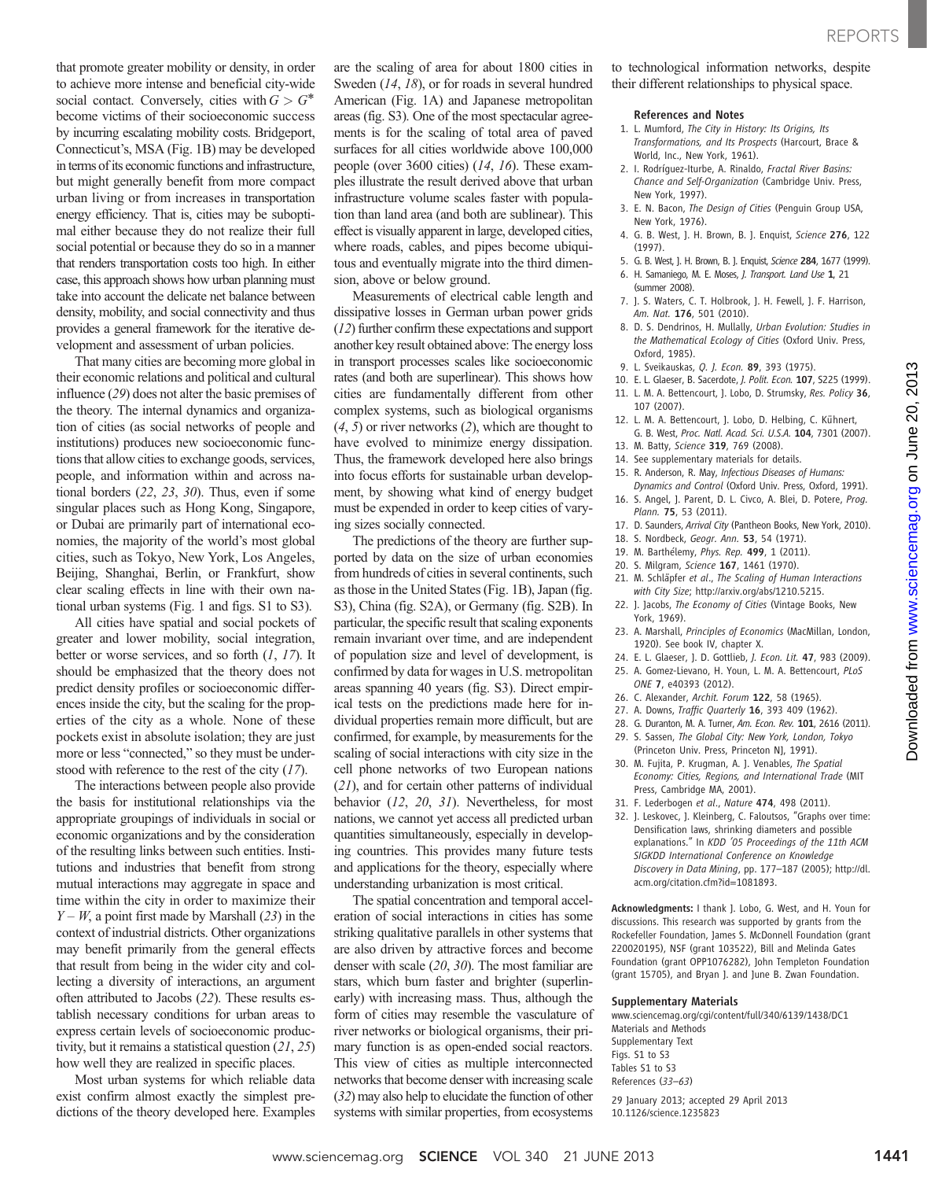that promote greater mobility or density, in order to achieve more intense and beneficial city-wide social contact. Conversely, cities with $G > G^*$ become victims of their socioeconomic success by incurring escalating mobility costs. Bridgeport, Connecticut's, MSA (Fig. 1B) may be developed in terms of its economic functions and infrastructure, but might generally benefit from more compact urban living or from increases in transportation energy efficiency. That is, cities may be suboptimal either because they do not realize their full social potential or because they do so in a manner that renders transportation costs too high. In either case, this approach shows how urban planning must take into account the delicate net balance between density, mobility, and social connectivity and thus provides a general framework for the iterative development and assessment of urban policies.

That many cities are becoming more global in their economic relations and political and cultural influence (*29*) does not alter the basic premises of the theory. The internal dynamics and organization of cities (as social networks of people and institutions) produces new socioeconomic functions that allow cities to exchange goods, services, people, and information within and across national borders (*22*, *23*, *30*). Thus, even if some singular places such as Hong Kong, Singapore, or Dubai are primarily part of international economies, the majority of the world's most global cities, such as Tokyo, New York, Los Angeles, Beijing, Shanghai, Berlin, or Frankfurt, show clear scaling effects in line with their own national urban systems (Fig. 1 and figs. S1 to S3).

All cities have spatial and social pockets of greater and lower mobility, social integration, better or worse services, and so forth (*1*, *17*). It should be emphasized that the theory does not predict density profiles or socioeconomic differences inside the city, but the scaling for the properties of the city as a whole. None of these pockets exist in absolute isolation; they are just more or less "connected," so they must be understood with reference to the rest of the city (*17*).

The interactions between people also provide the basis for institutional relationships via the appropriate groupings of individuals in social or economic organizations and by the consideration of the resulting links between such entities. Institutions and industries that benefit from strong mutual interactions may aggregate in space and time within the city in order to maximize their $Y - W$, a point first made by Marshall (*23*) in the context of industrial districts. Other organizations may benefit primarily from the general effects that result from being in the wider city and collecting a diversity of interactions, an argument often attributed to Jacobs (*22*). These results establish necessary conditions for urban areas to express certain levels of socioeconomic productivity, but it remains a statistical question (*21*, *25*) how well they are realized in specific places.

Most urban systems for which reliable data exist confirm almost exactly the simplest predictions of the theory developed here. Examples are the scaling of area for about 1800 cities in Sweden (*14*, *18*), or for roads in several hundred American (Fig. 1A) and Japanese metropolitan areas (fig. S3). One of the most spectacular agreements is for the scaling of total area of paved surfaces for all cities worldwide above 100,000 people (over 3600 cities) (*14*, *16*). These examples illustrate the result derived above that urban infrastructure volume scales faster with population than land area (and both are sublinear). This effect is visually apparent in large, developed cities, where roads, cables, and pipes become ubiquitous and eventually migrate into the third dimension, above or below ground.

Measurements of electrical cable length and dissipative losses in German urban power grids (*12*) further confirm these expectations and support another key result obtained above: The energy loss in transport processes scales like socioeconomic rates (and both are superlinear). This shows how cities are fundamentally different from other complex systems, such as biological organisms (*4*, *5*) or river networks (*2*), which are thought to have evolved to minimize energy dissipation. Thus, the framework developed here also brings into focus efforts for sustainable urban development, by showing what kind of energy budget must be expended in order to keep cities of varying sizes socially connected.

The predictions of the theory are further supported by data on the size of urban economies from hundreds of cities in several continents, such as those in the United States (Fig. 1B), Japan (fig. S3), China (fig. S2A), or Germany (fig. S2B). In particular, the specific result that scaling exponents remain invariant over time, and are independent of population size and level of development, is confirmed by data for wages in U.S. metropolitan areas spanning 40 years (fig. S3). Direct empirical tests on the predictions made here for individual properties remain more difficult, but are confirmed, for example, by measurements for the scaling of social interactions with city size in the cell phone networks of two European nations (*21*), and for certain other patterns of individual behavior (*12*, *20*, *31*). Nevertheless, for most nations, we cannot yet access all predicted urban quantities simultaneously, especially in developing countries. This provides many future tests and applications for the theory, especially where understanding urbanization is most critical.

The spatial concentration and temporal acceleration of social interactions in cities has some striking qualitative parallels in other systems that are also driven by attractive forces and become denser with scale (*20*, *30*). The most familiar are stars, which burn faster and brighter (superlinearly) with increasing mass. Thus, although the form of cities may resemble the vasculature of river networks or biological organisms, their primary function is as open-ended social reactors. This view of cities as multiple interconnected networks that become denser with increasing scale (*32*) may also help to elucidate the function of other systems with similar properties, from ecosystems to technological information networks, despite their different relationships to physical space.

### References and Notes

1. L. Mumford, *The City in History: Its Origins, Its Transformations, and Its Prospects* (Harcourt, Brace & World, Inc., New York, 1961).
2. I. Rodríguez-Iturbe, A. Rinaldo, *Fractal River Basins: Chance and Self-Organization* (Cambridge Univ. Press, New York, 1997).
3. E. N. Bacon, *The Design of Cities* (Penguin Group USA, New York, 1976).
4. G. B. West, J. H. Brown, B. J. Enquist, *Science* **276**, 122 (1997).
5. G. B. West, J. H. Brown, B. J. Enquist, *Science* **284**, 1677 (1999).
6. H. Samaniego, M. E. Moses, *J. Transport. Land Use* **1**, 21 (summer 2008).
7. J. S. Waters, C. T. Holbrook, J. H. Fewell, J. F. Harrison, *Am. Nat.* **176**, 501 (2010).
8. D. S. Dendrinos, H. Mullally, *Urban Evolution: Studies in the Mathematical Ecology of Cities* (Oxford Univ. Press, Oxford, 1985).
9. L. Sveikauskas, *Q. J. Econ.* **89**, 393 (1975).
10. E. L. Glaeser, B. Sacerdote, *J. Polit. Econ.* **107**, S225 (1999).
11. L. M. A. Bettencourt, J. Lobo, D. Strumsky, *Res. Policy* **36**, 107 (2007).
12. L. M. A. Bettencourt, J. Lobo, D. Helbing, C. Kühnert, G. B. West, *Proc. Natl. Acad. Sci. U.S.A.* **104**, 7301 (2007).
13. M. Batty, *Science* **319**, 769 (2008).
14. See supplementary materials for details.
15. R. Anderson, R. May, *Infectious Diseases of Humans: Dynamics and Control* (Oxford Univ. Press, Oxford, 1991).
16. S. Angel, J. Parent, D. L. Civco, A. Blei, D. Potere, *Prog. Plann.* **75**, 53 (2011).
17. D. Saunders, *Arrival City* (Pantheon Books, New York, 2010).
18. S. Nordbeck, *Geogr. Ann.* **53**, 54 (1971).
19. M. Barthélemy, *Phys. Rep.* **499**, 1 (2011).
20. S. Milgram, *Science* **167**, 1461 (1970).
21. M. Schläpfer *et al*., *The Scaling of Human Interactions with City Size*; http://arxiv.org/abs/1210.5215.
22. J. Jacobs, *The Economy of Cities* (Vintage Books, New York, 1969).
23. A. Marshall, *Principles of Economics* (MacMillan, London, 1920). See book IV, chapter X.
24. E. L. Glaeser, J. D. Gottlieb, *J. Econ. Lit.* **47**, 983 (2009).
25. A. Gomez-Lievano, H. Youn, L. M. A. Bettencourt, *PLoS ONE* **7**, e40393 (2012).
26. C. Alexander, *Archit. Forum* **122**, 58 (1965).
27. A. Downs, *Traffic Quarterly* **16**, 393 409 (1962).
28. G. Duranton, M. A. Turner, *Am. Econ. Rev.* **101**, 2616 (2011).
29. S. Sassen, *The Global City: New York, London, Tokyo* (Princeton Univ. Press, Princeton NJ, 1991).
30. M. Fujita, P. Krugman, A. J. Venables, *The Spatial Economy: Cities, Regions, and International Trade* (MIT Press, Cambridge MA, 2001).
31. F. Lederbogen *et al*., *Nature* **474**, 498 (2011).
32. J. Leskovec, J. Kleinberg, C. Faloutsos, "Graphs over time: Densification laws, shrinking diameters and possible explanations." In *KDD '05 Proceedings of the 11th ACM SIGKDD International Conference on Knowledge Discovery in Data Mining*, pp. 177–187 (2005); http://dl.acm.org/citation.cfm?id=1081893.

**Acknowledgments:** I thank J. Lobo, G. West, and H. Youn for discussions. This research was supported by grants from the Rockefeller Foundation, James S. McDonnell Foundation (grant 220020195), NSF (grant 103522), Bill and Melinda Gates Foundation (grant OPP1076282), John Templeton Foundation (grant 15705), and Bryan J. and June B. Zwan Foundation.

### Supplementary Materials

www.sciencemag.org/cgi/content/full/340/6139/1438/DC1
Materials and Methods
Supplementary Text
Figs. S1 to S3
Tables S1 to S3
References (*33*–*63*)

29 January 2013; accepted 29 April 2013
10.1126/science.1235823